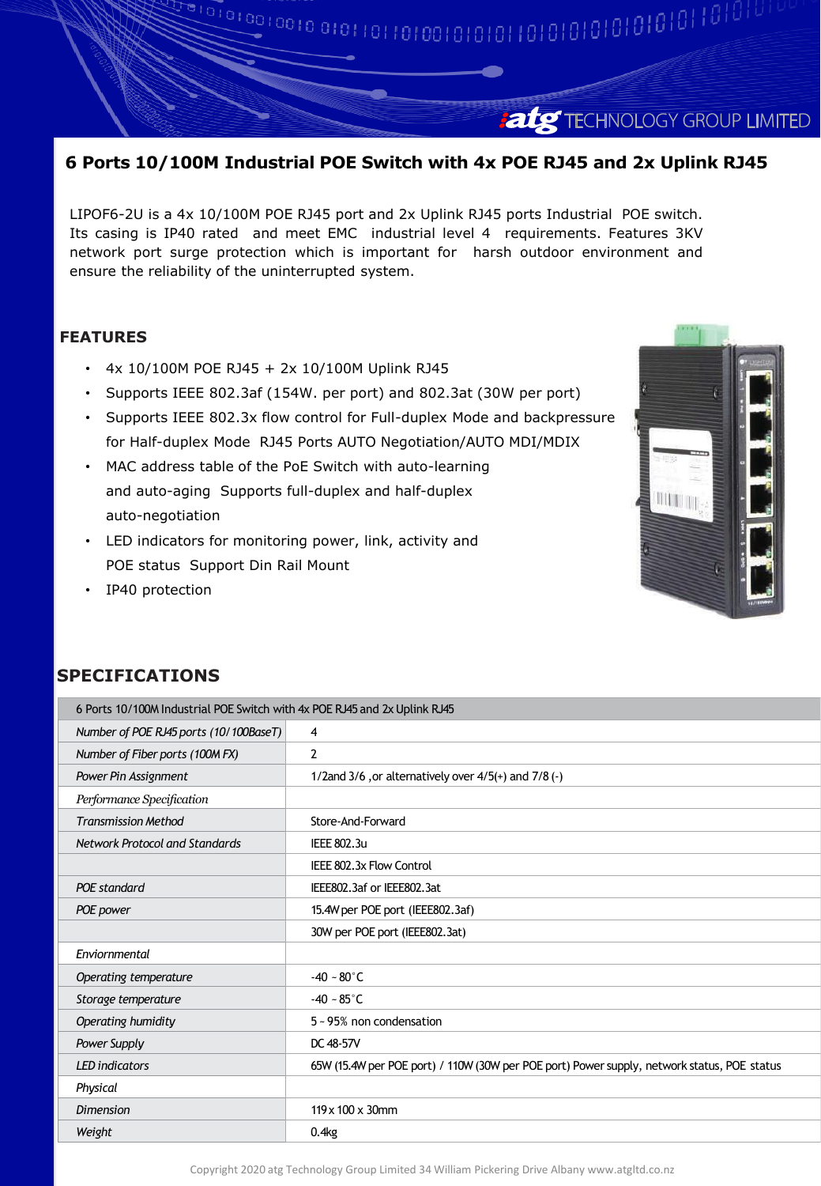# 6 Ports 10/100M Industrial POE Switch with 4x POE RJ45 and 2x Uplink RJ45

LIPOF6-2U is a 4x 10/100M POE RJ45 port and 2x Uplink RJ45 ports Industrial POE switch. Its casing is IP40 rated and meet EMC industrial level 4 requirements. Features 3KV network port surge protection which is important for harsh outdoor environment and ensure the reliability of the uninterrupted system.

## FEATURES

- 4x 10/100M POE RJ45 + 2x 10/100M Uplink RJ45
- Supports IEEE 802.3af (154W. per port) and 802.3at (30W per port)
- Supports IEEE 802.3x flow control for Full-duplex Mode and backpressure for Half-duplex Mode RJ45 Ports AUTO Negotiation/AUTO MDI/MDIX
- MAC address table of the PoE Switch with auto-learning and auto-aging Supports full-duplex and half-duplex auto-negotiation
- LED indicators for monitoring power, link, activity and POE status Support Din Rail Mount
- IP40 protection

## SPECIFICATIONS

| 6 Ports 10/100M Industrial POE Switch with 4x POE RJ45 and 2x Uplink RJ45 | |
|---|---|
| *Number of POE RJ45 ports (10/100BaseT)* | 4 |
| *Number of Fiber ports (100M FX)* | 2 |
| *Power Pin Assignment* | 1/2and 3/6 ,or alternatively over 4/5(+) and 7/8 (-) |
| *Performance Specification* | |
| *Transmission Method* | Store-And-Forward |
| *Network Protocol and Standards* | IEEE 802.3u |
| | IEEE 802.3x Flow Control |
| *POE standard* | IEEE802.3af or IEEE802.3at |
| *POE power* | 15.4W per POE port (IEEE802.3af) |
| | 30W per POE port (IEEE802.3at) |
| *Enviornmental* | |
| *Operating temperature* | -40 ~ 80°C |
| *Storage temperature* | -40 ~ 85°C |
| *Operating humidity* | 5 ~ 95% non condensation |
| *Power Supply* | DC 48-57V |
| *LED indicators* | 65W (15.4W per POE port) / 110W (30W per POE port) Power supply, network status, POE status |
| *Physical* | |
| *Dimension* | 119 x 100 x 30mm |
| *Weight* | 0.4kg |

Copyright 2020 atg Technology Group Limited 34 William Pickering Drive Albany www.atgltd.co.nz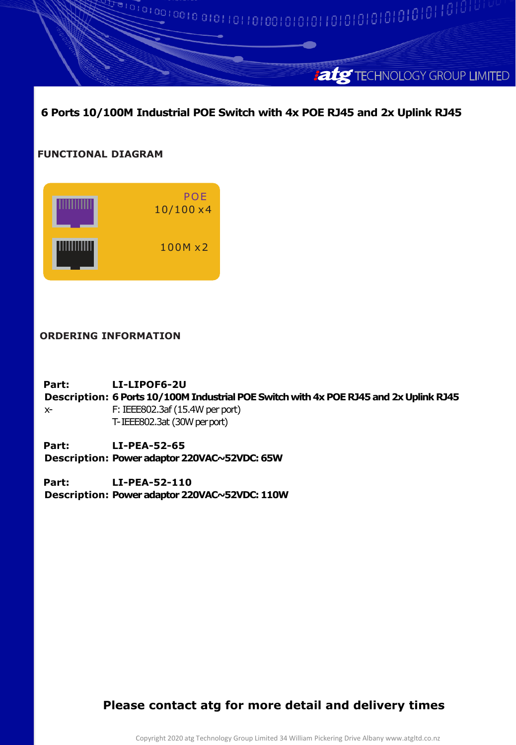## 6 Ports 10/100M Industrial POE Switch with 4x POE RJ45 and 2x Uplink RJ45

### FUNCTIONAL DIAGRAM

POE
10/100 x4

100M x2

### ORDERING INFORMATION

**Part:** **LI-LIPOF6-2U**
**Description:** **6 Ports 10/100M Industrial POE Switch with 4x POE RJ45 and 2x Uplink RJ45**
x- F: IEEE802.3af (15.4W per port)
T- IEEE802.3at (30W per port)

**Part:** **LI-PEA-52-65**
**Description:** **Power adaptor 220VAC~52VDC: 65W**

**Part:** **LI-PEA-52-110**
**Description:** **Power adaptor 220VAC~52VDC: 110W**

**Please contact atg for more detail and delivery times**

Copyright 2020 atg Technology Group Limited 34 William Pickering Drive Albany www.atgltd.co.nz